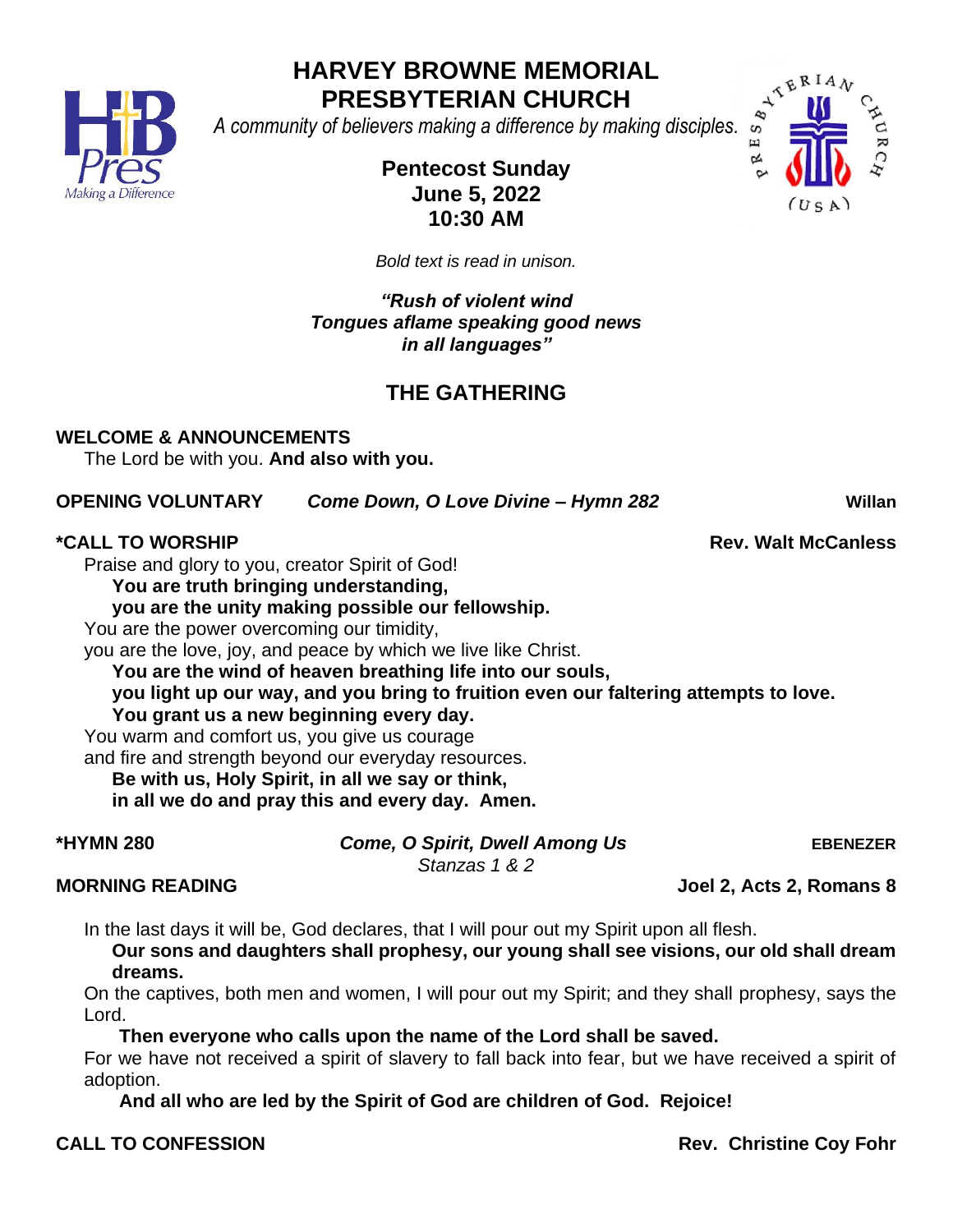# HARVEY BROWNE MEMORIAL PRESBYTERIAN CHURCH

*A community of believers making a difference by making disciples.*

**Pentecost Sunday**
**June 5, 2022**
**10:30 AM**

*Bold text is read in unison.*

***"Rush of violent wind***
***Tongues aflame speaking good news***
***in all languages"***

## THE GATHERING

**WELCOME & ANNOUNCEMENTS**

The Lord be with you. **And also with you.**

**OPENING VOLUNTARY** *Come Down, O Love Divine – Hymn 282* **Willan**

**\*CALL TO WORSHIP** **Rev. Walt McCanless**

Praise and glory to you, creator Spirit of God!
**You are truth bringing understanding,**
**you are the unity making possible our fellowship.**
You are the power overcoming our timidity,
you are the love, joy, and peace by which we live like Christ.
**You are the wind of heaven breathing life into our souls,**
**you light up our way, and you bring to fruition even our faltering attempts to love.**
**You grant us a new beginning every day.**
You warm and comfort us, you give us courage
and fire and strength beyond our everyday resources.
**Be with us, Holy Spirit, in all we say or think,**
**in all we do and pray this and every day. Amen.**

**\*HYMN 280** ***Come, O Spirit, Dwell Among Us*** **EBENEZER**
*Stanzas 1 & 2*

**MORNING READING** **Joel 2, Acts 2, Romans 8**

In the last days it will be, God declares, that I will pour out my Spirit upon all flesh.
**Our sons and daughters shall prophesy, our young shall see visions, our old shall dream dreams.**
On the captives, both men and women, I will pour out my Spirit; and they shall prophesy, says the Lord.
**Then everyone who calls upon the name of the Lord shall be saved.**
For we have not received a spirit of slavery to fall back into fear, but we have received a spirit of adoption.
**And all who are led by the Spirit of God are children of God. Rejoice!**

**CALL TO CONFESSION** **Rev. Christine Coy Fohr**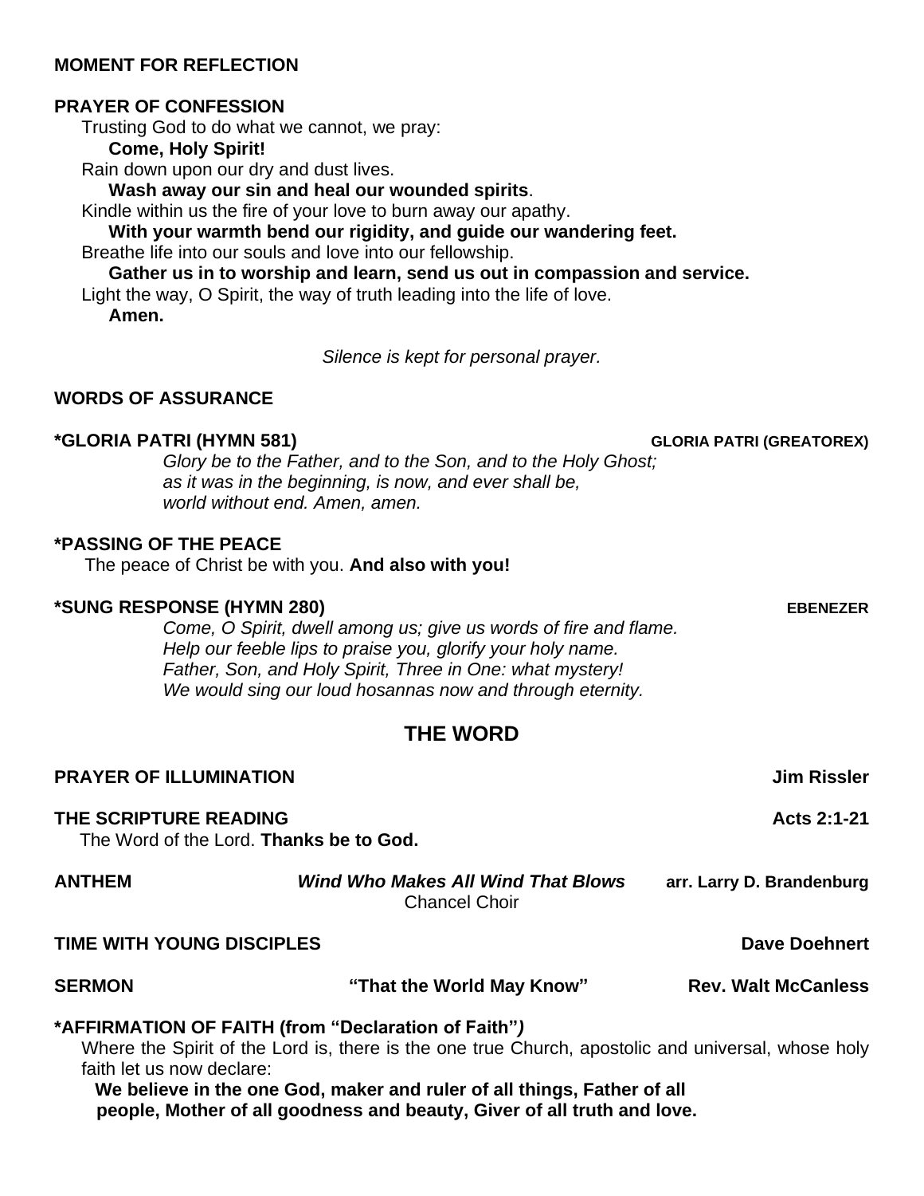**MOMENT FOR REFLECTION**

**PRAYER OF CONFESSION**

Trusting God to do what we cannot, we pray:

**Come, Holy Spirit!**

Rain down upon our dry and dust lives.

**Wash away our sin and heal our wounded spirits**.

Kindle within us the fire of your love to burn away our apathy.

**With your warmth bend our rigidity, and guide our wandering feet.**

Breathe life into our souls and love into our fellowship.

**Gather us in to worship and learn, send us out in compassion and service.**

Light the way, O Spirit, the way of truth leading into the life of love.

**Amen.**

*Silence is kept for personal prayer.*

**WORDS OF ASSURANCE**

**\*GLORIA PATRI (HYMN 581)** — **GLORIA PATRI (GREATOREX)**

*Glory be to the Father, and to the Son, and to the Holy Ghost;*
*as it was in the beginning, is now, and ever shall be,*
*world without end. Amen, amen.*

**\*PASSING OF THE PEACE**

The peace of Christ be with you. **And also with you!**

**\*SUNG RESPONSE (HYMN 280)** — **EBENEZER**

*Come, O Spirit, dwell among us; give us words of fire and flame.*
*Help our feeble lips to praise you, glorify your holy name.*
*Father, Son, and Holy Spirit, Three in One: what mystery!*
*We would sing our loud hosannas now and through eternity.*

## THE WORD

**PRAYER OF ILLUMINATION** — **Jim Rissler**

**THE SCRIPTURE READING** — **Acts 2:1-21**

The Word of the Lord. **Thanks be to God.**

**ANTHEM** — ***Wind Who Makes All Wind That Blows*** — **arr. Larry D. Brandenburg**
Chancel Choir

**TIME WITH YOUNG DISCIPLES** — **Dave Doehnert**

**SERMON** — **"That the World May Know"** — **Rev. Walt McCanless**

**\*AFFIRMATION OF FAITH (from "Declaration of Faith")**

Where the Spirit of the Lord is, there is the one true Church, apostolic and universal, whose holy faith let us now declare:

**We believe in the one God, maker and ruler of all things, Father of all people, Mother of all goodness and beauty, Giver of all truth and love.**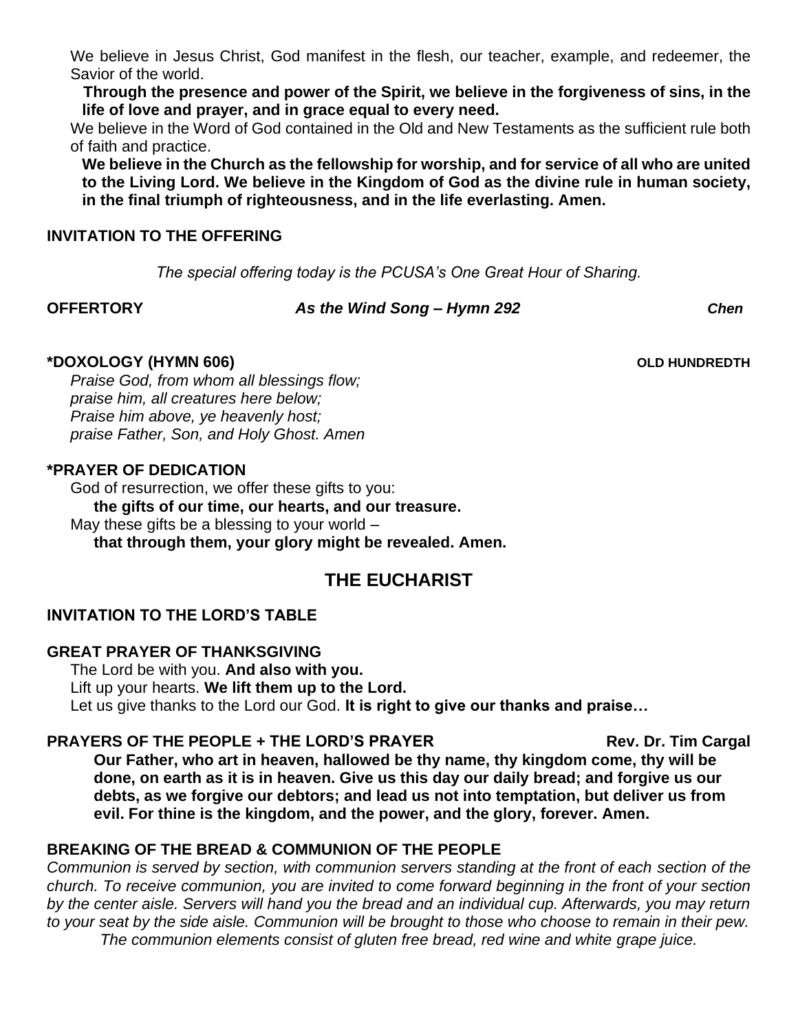We believe in Jesus Christ, God manifest in the flesh, our teacher, example, and redeemer, the Savior of the world.

**Through the presence and power of the Spirit, we believe in the forgiveness of sins, in the life of love and prayer, and in grace equal to every need.**

We believe in the Word of God contained in the Old and New Testaments as the sufficient rule both of faith and practice.

**We believe in the Church as the fellowship for worship, and for service of all who are united to the Living Lord. We believe in the Kingdom of God as the divine rule in human society, in the final triumph of righteousness, and in the life everlasting. Amen.**

**INVITATION TO THE OFFERING**

*The special offering today is the PCUSA's One Great Hour of Sharing.*

**OFFERTORY** ***As the Wind Song – Hymn 292*** ***Chen***

**\*DOXOLOGY (HYMN 606)** **OLD HUNDREDTH**

*Praise God, from whom all blessings flow;*
*praise him, all creatures here below;*
*Praise him above, ye heavenly host;*
*praise Father, Son, and Holy Ghost. Amen*

**\*PRAYER OF DEDICATION**

God of resurrection, we offer these gifts to you:
**the gifts of our time, our hearts, and our treasure.**
May these gifts be a blessing to your world –
**that through them, your glory might be revealed. Amen.**

## THE EUCHARIST

**INVITATION TO THE LORD'S TABLE**

**GREAT PRAYER OF THANKSGIVING**

The Lord be with you. **And also with you.**
Lift up your hearts. **We lift them up to the Lord.**
Let us give thanks to the Lord our God. **It is right to give our thanks and praise…**

**PRAYERS OF THE PEOPLE + THE LORD'S PRAYER** **Rev. Dr. Tim Cargal**

**Our Father, who art in heaven, hallowed be thy name, thy kingdom come, thy will be done, on earth as it is in heaven. Give us this day our daily bread; and forgive us our debts, as we forgive our debtors; and lead us not into temptation, but deliver us from evil. For thine is the kingdom, and the power, and the glory, forever. Amen.**

**BREAKING OF THE BREAD & COMMUNION OF THE PEOPLE**

*Communion is served by section, with communion servers standing at the front of each section of the church. To receive communion, you are invited to come forward beginning in the front of your section by the center aisle. Servers will hand you the bread and an individual cup. Afterwards, you may return to your seat by the side aisle. Communion will be brought to those who choose to remain in their pew. The communion elements consist of gluten free bread, red wine and white grape juice.*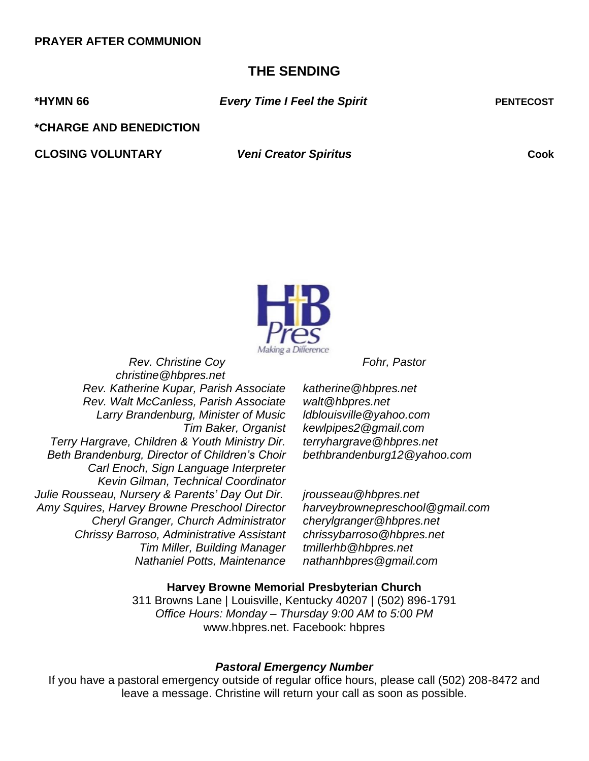**PRAYER AFTER COMMUNION**

## THE SENDING

**\*HYMN 66** ***Every Time I Feel the Spirit*** **PENTECOST**

**\*CHARGE AND BENEDICTION**

**CLOSING VOLUNTARY** ***Veni Creator Spiritus*** **Cook**

| | |
|---|---|
| *Rev. Christine Coy Fohr, Pastor* | *christine@hbpres.net* |
| *Rev. Katherine Kupar, Parish Associate* | *katherine@hbpres.net* |
| *Rev. Walt McCanless, Parish Associate* | *walt@hbpres.net* |
| *Larry Brandenburg, Minister of Music* | *ldblouisville@yahoo.com* |
| *Tim Baker, Organist* | *kewlpipes2@gmail.com* |
| *Terry Hargrave, Children & Youth Ministry Dir.* | *terryhargrave@hbpres.net* |
| *Beth Brandenburg, Director of Children's Choir* | *bethbrandenburg12@yahoo.com* |
| *Carl Enoch, Sign Language Interpreter* | |
| *Kevin Gilman, Technical Coordinator* | |
| *Julie Rousseau, Nursery & Parents' Day Out Dir.* | *jrousseau@hbpres.net* |
| *Amy Squires, Harvey Browne Preschool Director* | *harveybrownepreschool@gmail.com* |
| *Cheryl Granger, Church Administrator* | *cherylgranger@hbpres.net* |
| *Chrissy Barroso, Administrative Assistant* | *chrissybarroso@hbpres.net* |
| *Tim Miller, Building Manager* | *tmillerhb@hbpres.net* |
| *Nathaniel Potts, Maintenance* | *nathanhbpres@gmail.com* |

**Harvey Browne Memorial Presbyterian Church**
311 Browns Lane | Louisville, Kentucky 40207 | (502) 896-1791
*Office Hours: Monday – Thursday 9:00 AM to 5:00 PM*
www.hbpres.net. Facebook: hbpres

***Pastoral Emergency Number***

If you have a pastoral emergency outside of regular office hours, please call (502) 208-8472 and leave a message. Christine will return your call as soon as possible.